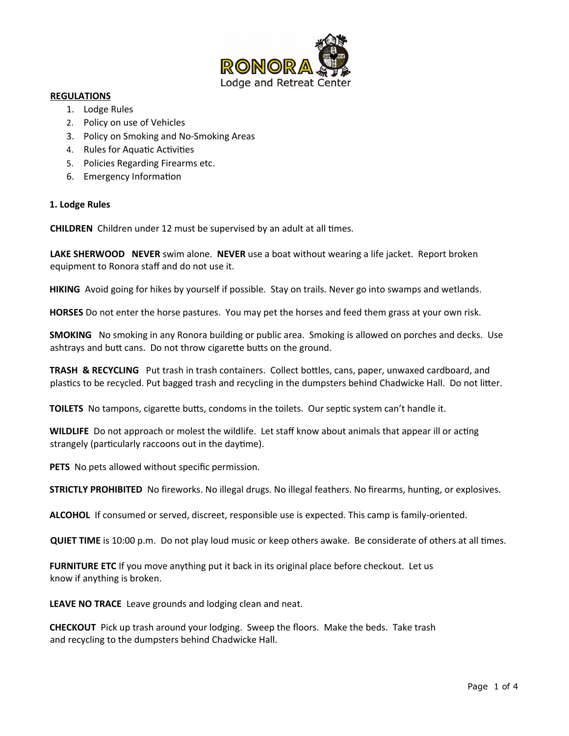RONORA
Lodge and Retreat Center

## REGULATIONS

1. Lodge Rules
2. Policy on use of Vehicles
3. Policy on Smoking and No-Smoking Areas
4. Rules for Aquatic Activities
5. Policies Regarding Firearms etc.
6. Emergency Information

### 1. Lodge Rules

**CHILDREN** Children under 12 must be supervised by an adult at all times.

**LAKE SHERWOOD** **NEVER** swim alone. **NEVER** use a boat without wearing a life jacket. Report broken equipment to Ronora staff and do not use it.

**HIKING** Avoid going for hikes by yourself if possible. Stay on trails. Never go into swamps and wetlands.

**HORSES** Do not enter the horse pastures. You may pet the horses and feed them grass at your own risk.

**SMOKING** No smoking in any Ronora building or public area. Smoking is allowed on porches and decks. Use ashtrays and butt cans. Do not throw cigarette butts on the ground.

**TRASH & RECYCLING** Put trash in trash containers. Collect bottles, cans, paper, unwaxed cardboard, and plastics to be recycled. Put bagged trash and recycling in the dumpsters behind Chadwicke Hall. Do not litter.

**TOILETS** No tampons, cigarette butts, condoms in the toilets. Our septic system can't handle it.

**WILDLIFE** Do not approach or molest the wildlife. Let staff know about animals that appear ill or acting strangely (particularly raccoons out in the daytime).

**PETS** No pets allowed without specific permission.

**STRICTLY PROHIBITED** No fireworks. No illegal drugs. No illegal feathers. No firearms, hunting, or explosives.

**ALCOHOL** If consumed or served, discreet, responsible use is expected. This camp is family-oriented.

**QUIET TIME** is 10:00 p.m. Do not play loud music or keep others awake. Be considerate of others at all times.

**FURNITURE ETC** If you move anything put it back in its original place before checkout. Let us know if anything is broken.

**LEAVE NO TRACE** Leave grounds and lodging clean and neat.

**CHECKOUT** Pick up trash around your lodging. Sweep the floors. Make the beds. Take trash and recycling to the dumpsters behind Chadwicke Hall.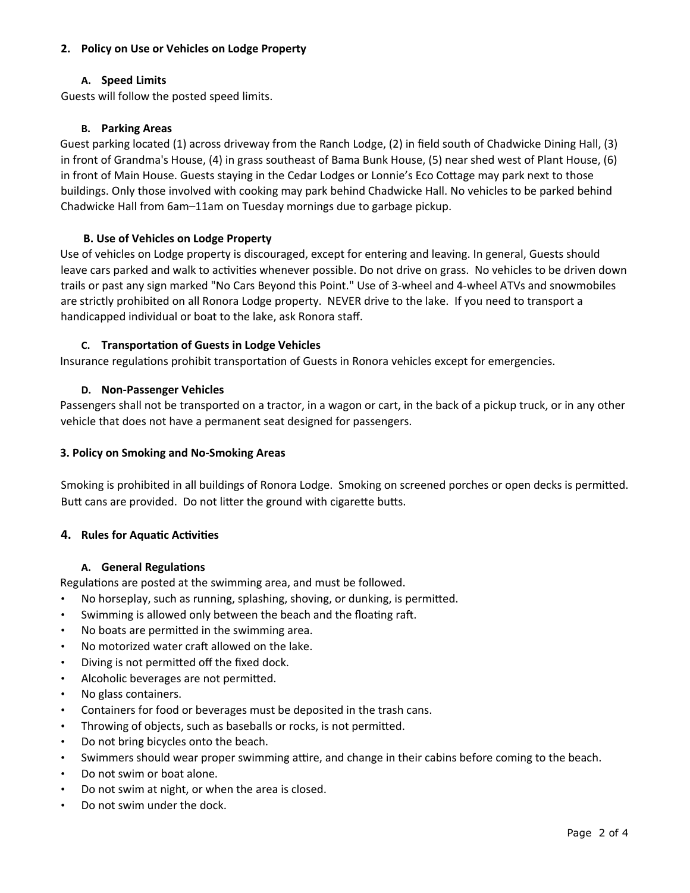## 2. Policy on Use or Vehicles on Lodge Property

### A. Speed Limits

Guests will follow the posted speed limits.

### B. Parking Areas

Guest parking located (1) across driveway from the Ranch Lodge, (2) in field south of Chadwicke Dining Hall, (3) in front of Grandma's House, (4) in grass southeast of Bama Bunk House, (5) near shed west of Plant House, (6) in front of Main House. Guests staying in the Cedar Lodges or Lonnie's Eco Cottage may park next to those buildings. Only those involved with cooking may park behind Chadwicke Hall. No vehicles to be parked behind Chadwicke Hall from 6am–11am on Tuesday mornings due to garbage pickup.

### B. Use of Vehicles on Lodge Property

Use of vehicles on Lodge property is discouraged, except for entering and leaving. In general, Guests should leave cars parked and walk to activities whenever possible. Do not drive on grass. No vehicles to be driven down trails or past any sign marked "No Cars Beyond this Point." Use of 3-wheel and 4-wheel ATVs and snowmobiles are strictly prohibited on all Ronora Lodge property. NEVER drive to the lake. If you need to transport a handicapped individual or boat to the lake, ask Ronora staff.

### C. Transportation of Guests in Lodge Vehicles

Insurance regulations prohibit transportation of Guests in Ronora vehicles except for emergencies.

### D. Non-Passenger Vehicles

Passengers shall not be transported on a tractor, in a wagon or cart, in the back of a pickup truck, or in any other vehicle that does not have a permanent seat designed for passengers.

## 3. Policy on Smoking and No-Smoking Areas

Smoking is prohibited in all buildings of Ronora Lodge. Smoking on screened porches or open decks is permitted. Butt cans are provided. Do not litter the ground with cigarette butts.

## 4. Rules for Aquatic Activities

### A. General Regulations

Regulations are posted at the swimming area, and must be followed.

- No horseplay, such as running, splashing, shoving, or dunking, is permitted.
- Swimming is allowed only between the beach and the floating raft.
- No boats are permitted in the swimming area.
- No motorized water craft allowed on the lake.
- Diving is not permitted off the fixed dock.
- Alcoholic beverages are not permitted.
- No glass containers.
- Containers for food or beverages must be deposited in the trash cans.
- Throwing of objects, such as baseballs or rocks, is not permitted.
- Do not bring bicycles onto the beach.
- Swimmers should wear proper swimming attire, and change in their cabins before coming to the beach.
- Do not swim or boat alone.
- Do not swim at night, or when the area is closed.
- Do not swim under the dock.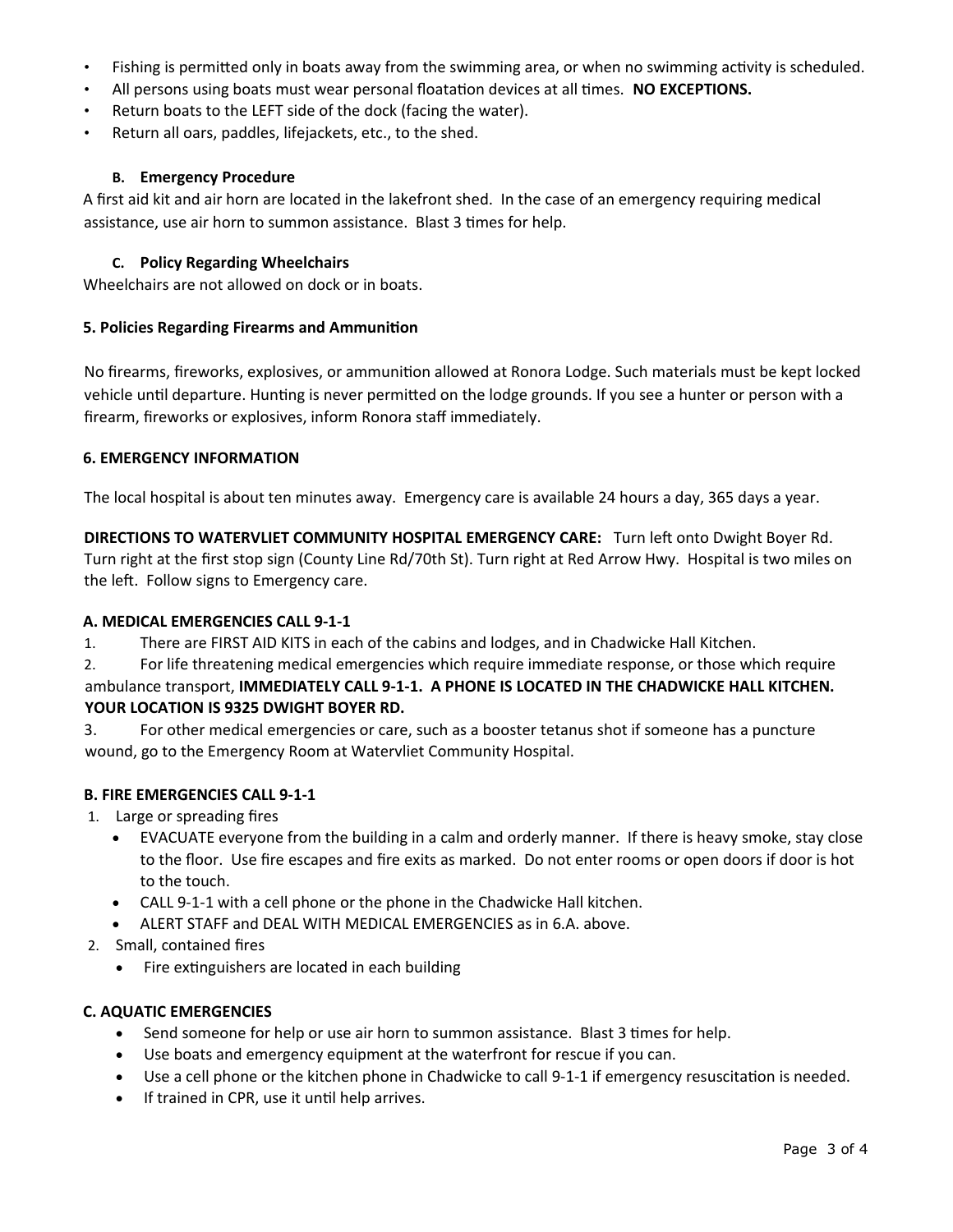- Fishing is permitted only in boats away from the swimming area, or when no swimming activity is scheduled.
- All persons using boats must wear personal floatation devices at all times. **NO EXCEPTIONS.**
- Return boats to the LEFT side of the dock (facing the water).
- Return all oars, paddles, lifejackets, etc., to the shed.

#### B. Emergency Procedure

A first aid kit and air horn are located in the lakefront shed. In the case of an emergency requiring medical assistance, use air horn to summon assistance. Blast 3 times for help.

#### C. Policy Regarding Wheelchairs

Wheelchairs are not allowed on dock or in boats.

### 5. Policies Regarding Firearms and Ammunition

No firearms, fireworks, explosives, or ammunition allowed at Ronora Lodge. Such materials must be kept locked vehicle until departure. Hunting is never permitted on the lodge grounds. If you see a hunter or person with a firearm, fireworks or explosives, inform Ronora staff immediately.

### 6. EMERGENCY INFORMATION

The local hospital is about ten minutes away. Emergency care is available 24 hours a day, 365 days a year.

**DIRECTIONS TO WATERVLIET COMMUNITY HOSPITAL EMERGENCY CARE:** Turn left onto Dwight Boyer Rd. Turn right at the first stop sign (County Line Rd/70th St). Turn right at Red Arrow Hwy. Hospital is two miles on the left. Follow signs to Emergency care.

#### A. MEDICAL EMERGENCIES CALL 9-1-1

1. There are FIRST AID KITS in each of the cabins and lodges, and in Chadwicke Hall Kitchen.
2. For life threatening medical emergencies which require immediate response, or those which require ambulance transport, **IMMEDIATELY CALL 9-1-1. A PHONE IS LOCATED IN THE CHADWICKE HALL KITCHEN. YOUR LOCATION IS 9325 DWIGHT BOYER RD.**
3. For other medical emergencies or care, such as a booster tetanus shot if someone has a puncture wound, go to the Emergency Room at Watervliet Community Hospital.

#### B. FIRE EMERGENCIES CALL 9-1-1

1. Large or spreading fires
   - EVACUATE everyone from the building in a calm and orderly manner. If there is heavy smoke, stay close to the floor. Use fire escapes and fire exits as marked. Do not enter rooms or open doors if door is hot to the touch.
   - CALL 9-1-1 with a cell phone or the phone in the Chadwicke Hall kitchen.
   - ALERT STAFF and DEAL WITH MEDICAL EMERGENCIES as in 6.A. above.
2. Small, contained fires
   - Fire extinguishers are located in each building

#### C. AQUATIC EMERGENCIES

- Send someone for help or use air horn to summon assistance. Blast 3 times for help.
- Use boats and emergency equipment at the waterfront for rescue if you can.
- Use a cell phone or the kitchen phone in Chadwicke to call 9-1-1 if emergency resuscitation is needed.
- If trained in CPR, use it until help arrives.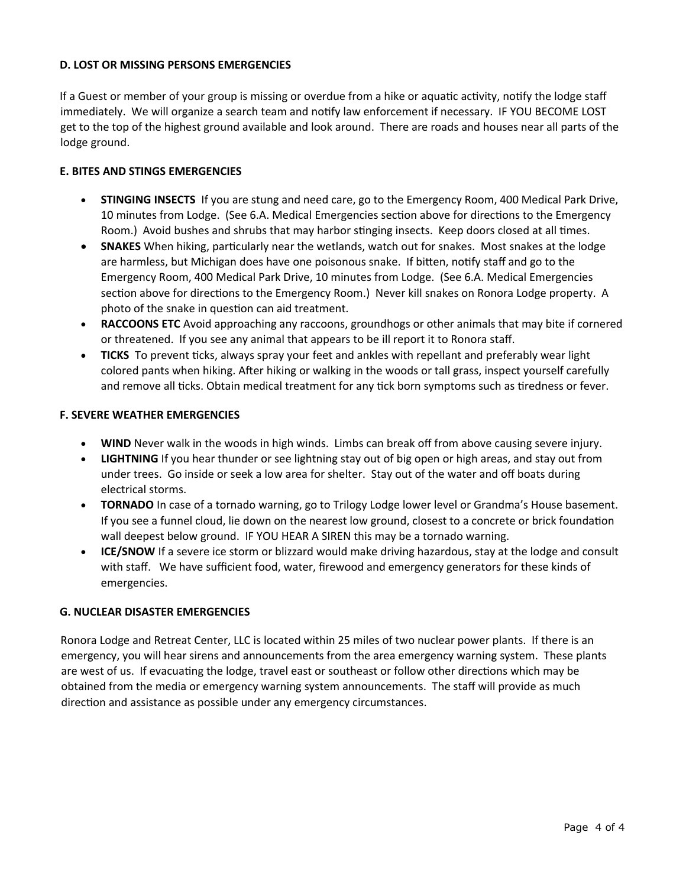#### D. LOST OR MISSING PERSONS EMERGENCIES

If a Guest or member of your group is missing or overdue from a hike or aquatic activity, notify the lodge staff immediately. We will organize a search team and notify law enforcement if necessary. IF YOU BECOME LOST get to the top of the highest ground available and look around. There are roads and houses near all parts of the lodge ground.

#### E. BITES AND STINGS EMERGENCIES

- **STINGING INSECTS** If you are stung and need care, go to the Emergency Room, 400 Medical Park Drive, 10 minutes from Lodge. (See 6.A. Medical Emergencies section above for directions to the Emergency Room.) Avoid bushes and shrubs that may harbor stinging insects. Keep doors closed at all times.
- **SNAKES** When hiking, particularly near the wetlands, watch out for snakes. Most snakes at the lodge are harmless, but Michigan does have one poisonous snake. If bitten, notify staff and go to the Emergency Room, 400 Medical Park Drive, 10 minutes from Lodge. (See 6.A. Medical Emergencies section above for directions to the Emergency Room.) Never kill snakes on Ronora Lodge property. A photo of the snake in question can aid treatment.
- **RACCOONS ETC** Avoid approaching any raccoons, groundhogs or other animals that may bite if cornered or threatened. If you see any animal that appears to be ill report it to Ronora staff.
- **TICKS** To prevent ticks, always spray your feet and ankles with repellant and preferably wear light colored pants when hiking. After hiking or walking in the woods or tall grass, inspect yourself carefully and remove all ticks. Obtain medical treatment for any tick born symptoms such as tiredness or fever.

#### F. SEVERE WEATHER EMERGENCIES

- **WIND** Never walk in the woods in high winds. Limbs can break off from above causing severe injury.
- **LIGHTNING** If you hear thunder or see lightning stay out of big open or high areas, and stay out from under trees. Go inside or seek a low area for shelter. Stay out of the water and off boats during electrical storms.
- **TORNADO** In case of a tornado warning, go to Trilogy Lodge lower level or Grandma's House basement. If you see a funnel cloud, lie down on the nearest low ground, closest to a concrete or brick foundation wall deepest below ground. IF YOU HEAR A SIREN this may be a tornado warning.
- **ICE/SNOW** If a severe ice storm or blizzard would make driving hazardous, stay at the lodge and consult with staff. We have sufficient food, water, firewood and emergency generators for these kinds of emergencies.

#### G. NUCLEAR DISASTER EMERGENCIES

Ronora Lodge and Retreat Center, LLC is located within 25 miles of two nuclear power plants. If there is an emergency, you will hear sirens and announcements from the area emergency warning system. These plants are west of us. If evacuating the lodge, travel east or southeast or follow other directions which may be obtained from the media or emergency warning system announcements. The staff will provide as much direction and assistance as possible under any emergency circumstances.